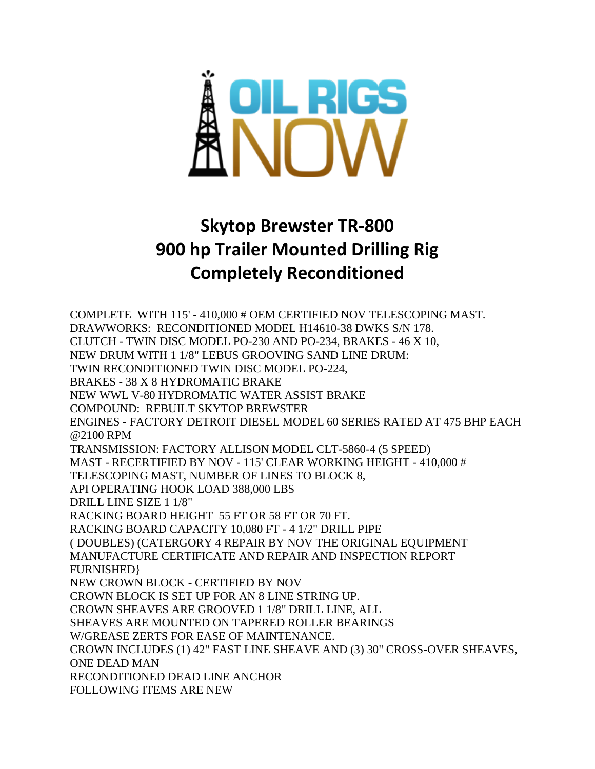OIL RIGS NOW

# Skytop Brewster TR-800
# 900 hp Trailer Mounted Drilling Rig
# Completely Reconditioned

COMPLETE WITH 115' - 410,000 # OEM CERTIFIED NOV TELESCOPING MAST.
DRAWWORKS: RECONDITIONED MODEL H14610-38 DWKS S/N 178.
CLUTCH - TWIN DISC MODEL PO-230 AND PO-234, BRAKES - 46 X 10,
NEW DRUM WITH 1 1/8" LEBUS GROOVING SAND LINE DRUM:
TWIN RECONDITIONED TWIN DISC MODEL PO-224,
BRAKES - 38 X 8 HYDROMATIC BRAKE
NEW WWL V-80 HYDROMATIC WATER ASSIST BRAKE
COMPOUND: REBUILT SKYTOP BREWSTER
ENGINES - FACTORY DETROIT DIESEL MODEL 60 SERIES RATED AT 475 BHP EACH @2100 RPM
TRANSMISSION: FACTORY ALLISON MODEL CLT-5860-4 (5 SPEED)
MAST - RECERTIFIED BY NOV - 115' CLEAR WORKING HEIGHT - 410,000 #
TELESCOPING MAST, NUMBER OF LINES TO BLOCK 8,
API OPERATING HOOK LOAD 388,000 LBS
DRILL LINE SIZE 1 1/8"
RACKING BOARD HEIGHT 55 FT OR 58 FT OR 70 FT.
RACKING BOARD CAPACITY 10,080 FT - 4 1/2" DRILL PIPE
( DOUBLES) (CATERGORY 4 REPAIR BY NOV THE ORIGINAL EQUIPMENT MANUFACTURE CERTIFICATE AND REPAIR AND INSPECTION REPORT FURNISHED}
NEW CROWN BLOCK - CERTIFIED BY NOV
CROWN BLOCK IS SET UP FOR AN 8 LINE STRING UP.
CROWN SHEAVES ARE GROOVED 1 1/8" DRILL LINE, ALL
SHEAVES ARE MOUNTED ON TAPERED ROLLER BEARINGS
W/GREASE ZERTS FOR EASE OF MAINTENANCE.
CROWN INCLUDES (1) 42" FAST LINE SHEAVE AND (3) 30" CROSS-OVER SHEAVES,
ONE DEAD MAN
RECONDITIONED DEAD LINE ANCHOR
FOLLOWING ITEMS ARE NEW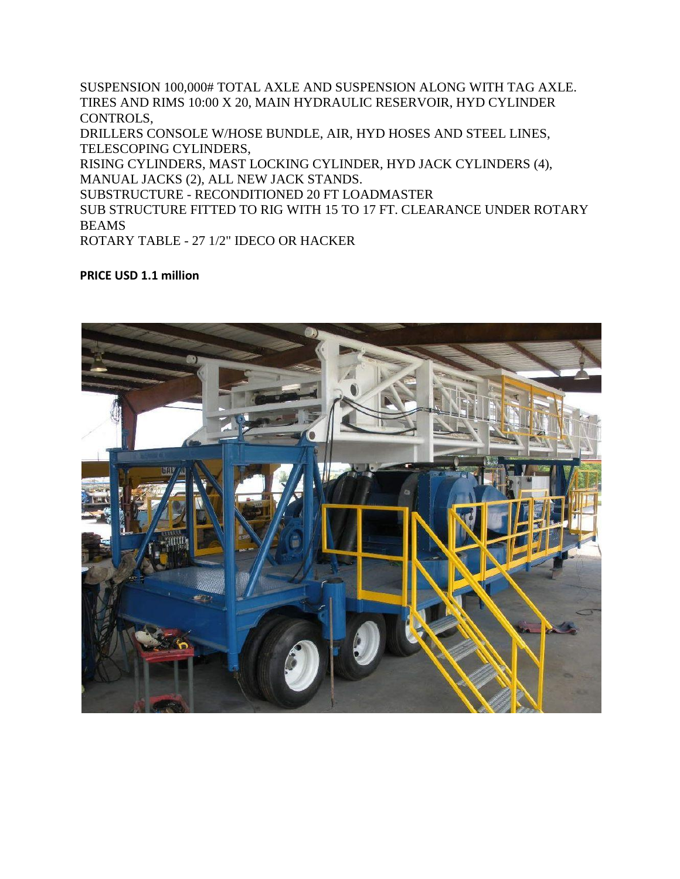SUSPENSION 100,000# TOTAL AXLE AND SUSPENSION ALONG WITH TAG AXLE.
TIRES AND RIMS 10:00 X 20, MAIN HYDRAULIC RESERVOIR, HYD CYLINDER CONTROLS,
DRILLERS CONSOLE W/HOSE BUNDLE, AIR, HYD HOSES AND STEEL LINES, TELESCOPING CYLINDERS,
RISING CYLINDERS, MAST LOCKING CYLINDER, HYD JACK CYLINDERS (4), MANUAL JACKS (2), ALL NEW JACK STANDS.
SUBSTRUCTURE - RECONDITIONED 20 FT LOADMASTER
SUB STRUCTURE FITTED TO RIG WITH 15 TO 17 FT. CLEARANCE UNDER ROTARY BEAMS
ROTARY TABLE - 27 1/2" IDECO OR HACKER

**PRICE USD 1.1 million**